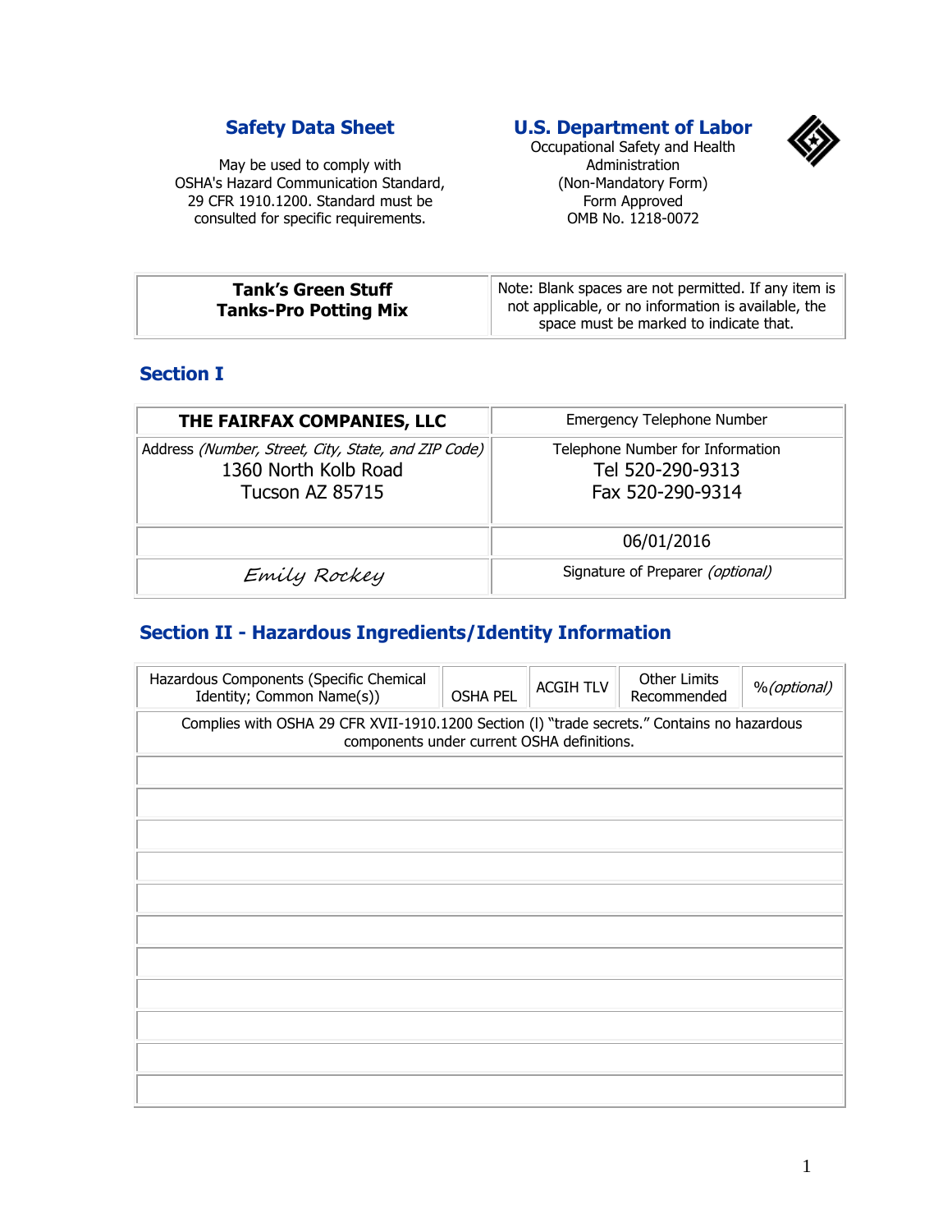## Safety Data Sheet

May be used to comply with OSHA's Hazard Communication Standard, 29 CFR 1910.1200. Standard must be consulted for specific requirements.

## U.S. Department of Labor

Occupational Safety and Health Administration
(Non-Mandatory Form)
Form Approved
OMB No. 1218-0072

| **Tank's Green Stuff**<br>**Tanks-Pro Potting Mix** | Note: Blank spaces are not permitted. If any item is not applicable, or no information is available, the space must be marked to indicate that. |
|---|---|

## Section I

| **THE FAIRFAX COMPANIES, LLC** | Emergency Telephone Number |
|---|---|
| Address *(Number, Street, City, State, and ZIP Code)*<br>1360 North Kolb Road<br>Tucson AZ 85715 | Telephone Number for Information<br>Tel 520-290-9313<br>Fax 520-290-9314 |
| | 06/01/2016 |
| *Emily Rockey* | Signature of Preparer *(optional)* |

## Section II - Hazardous Ingredients/Identity Information

| Hazardous Components (Specific Chemical Identity; Common Name(s)) | OSHA PEL | ACGIH TLV | Other Limits Recommended | %*(optional)* |
|---|---|---|---|---|
| Complies with OSHA 29 CFR XVII-1910.1200 Section (I) "trade secrets." Contains no hazardous components under current OSHA definitions. | | | | |
| | | | | |
| | | | | |
| | | | | |
| | | | | |
| | | | | |
| | | | | |
| | | | | |
| | | | | |
| | | | | |
| | | | | |
| | | | | |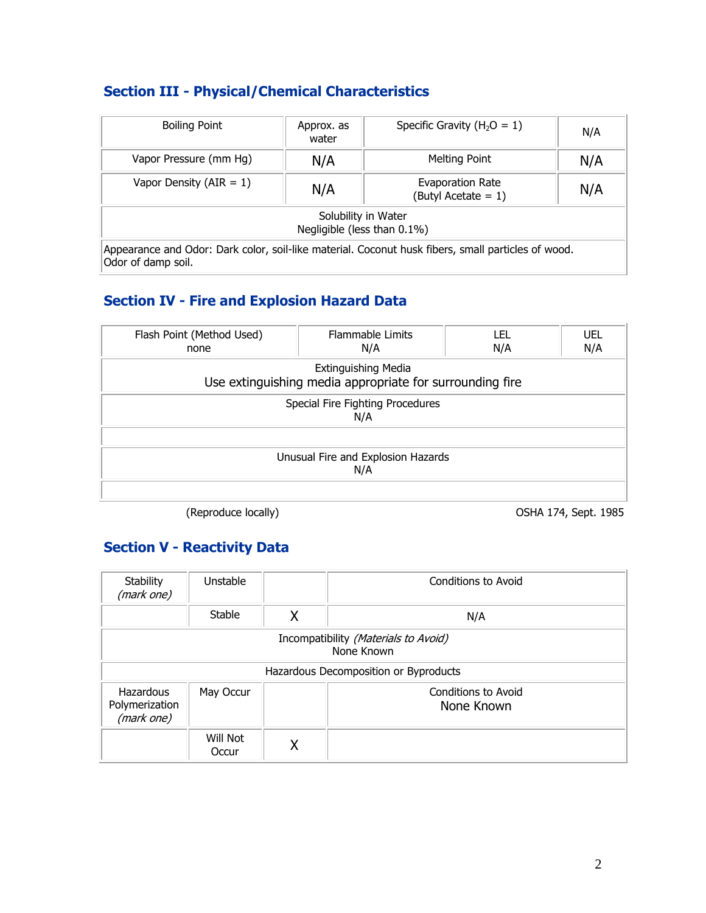## Section III - Physical/Chemical Characteristics

| Boiling Point | Approx. as water | Specific Gravity ($H_2O$ = 1) | N/A |
|---|---|---|---|
| Vapor Pressure (mm Hg) | N/A | Melting Point | N/A |
| Vapor Density (AIR = 1) | N/A | Evaporation Rate (Butyl Acetate = 1) | N/A |
| Solubility in Water<br>Negligible (less than 0.1%) | | | |
| Appearance and Odor: Dark color, soil-like material. Coconut husk fibers, small particles of wood. Odor of damp soil. | | | |

## Section IV - Fire and Explosion Hazard Data

| Flash Point (Method Used)<br>none | Flammable Limits<br>N/A | LEL<br>N/A | UEL<br>N/A |
|---|---|---|---|
| Extinguishing Media<br>Use extinguishing media appropriate for surrounding fire | | | |
| Special Fire Fighting Procedures<br>N/A | | | |
| | | | |
| Unusual Fire and Explosion Hazards<br>N/A | | | |
| | | | |

(Reproduce locally) OSHA 174, Sept. 1985

## Section V - Reactivity Data

| Stability *(mark one)* | Unstable | | Conditions to Avoid |
|---|---|---|---|
| | Stable | X | N/A |
| Incompatibility *(Materials to Avoid)*<br>None Known | | | |
| Hazardous Decomposition or Byproducts | | | |
| Hazardous Polymerization *(mark one)* | May Occur | | Conditions to Avoid<br>None Known |
| | Will Not Occur | X | |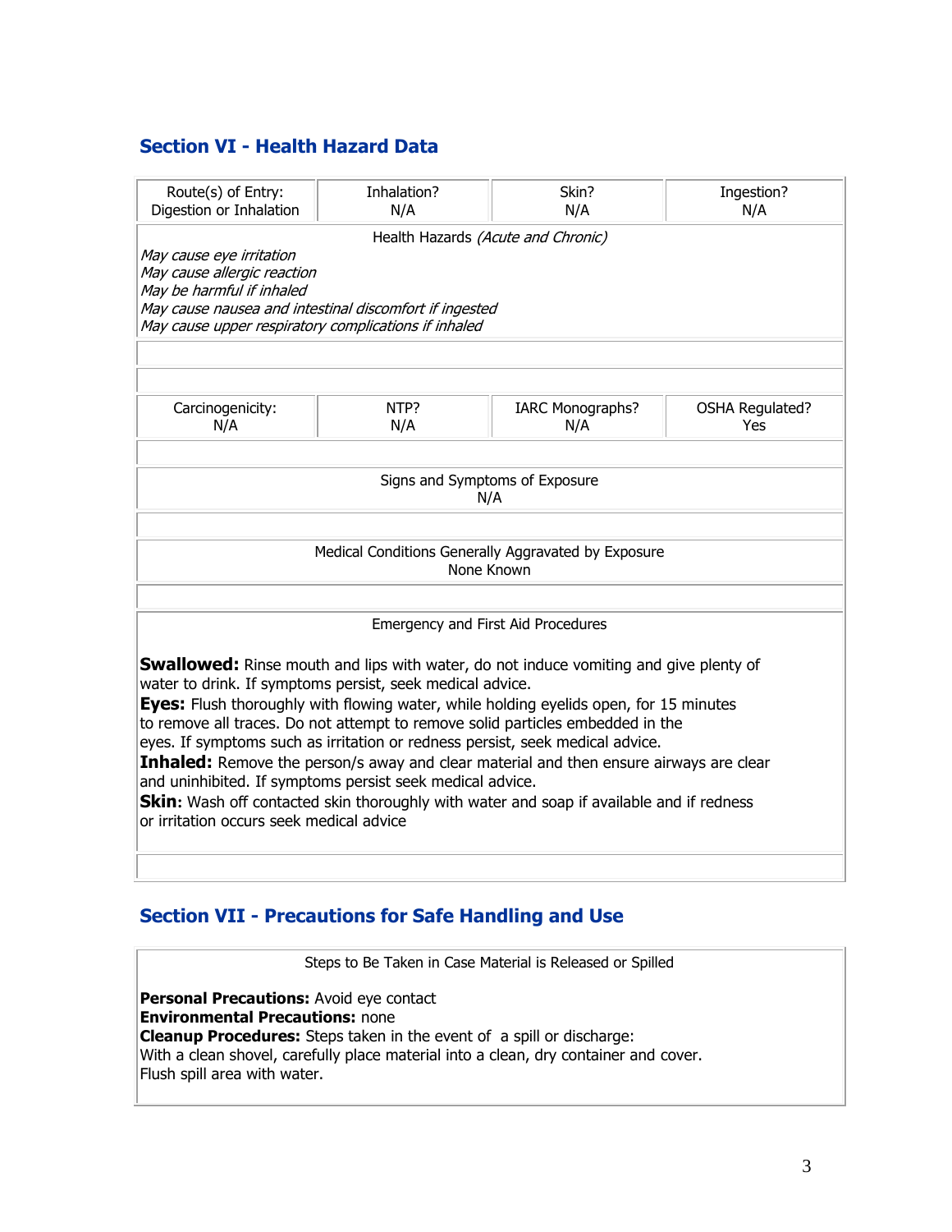## Section VI - Health Hazard Data

| Route(s) of Entry: Digestion or Inhalation | Inhalation? N/A | Skin? N/A | Ingestion? N/A |
|---|---|---|---|

Health Hazards *(Acute and Chronic)*

*May cause eye irritation*
*May cause allergic reaction*
*May be harmful if inhaled*
*May cause nausea and intestinal discomfort if ingested*
*May cause upper respiratory complications if inhaled*

| Carcinogenicity: N/A | NTP? N/A | IARC Monographs? N/A | OSHA Regulated? Yes |
|---|---|---|---|

Signs and Symptoms of Exposure
N/A

Medical Conditions Generally Aggravated by Exposure
None Known

Emergency and First Aid Procedures

**Swallowed:** Rinse mouth and lips with water, do not induce vomiting and give plenty of water to drink. If symptoms persist, seek medical advice.
**Eyes:** Flush thoroughly with flowing water, while holding eyelids open, for 15 minutes to remove all traces. Do not attempt to remove solid particles embedded in the eyes. If symptoms such as irritation or redness persist, seek medical advice.
**Inhaled:** Remove the person/s away and clear material and then ensure airways are clear and uninhibited. If symptoms persist seek medical advice.
**Skin:** Wash off contacted skin thoroughly with water and soap if available and if redness or irritation occurs seek medical advice

## Section VII - Precautions for Safe Handling and Use

Steps to Be Taken in Case Material is Released or Spilled

**Personal Precautions:** Avoid eye contact
**Environmental Precautions:** none
**Cleanup Procedures:** Steps taken in the event of a spill or discharge:
With a clean shovel, carefully place material into a clean, dry container and cover.
Flush spill area with water.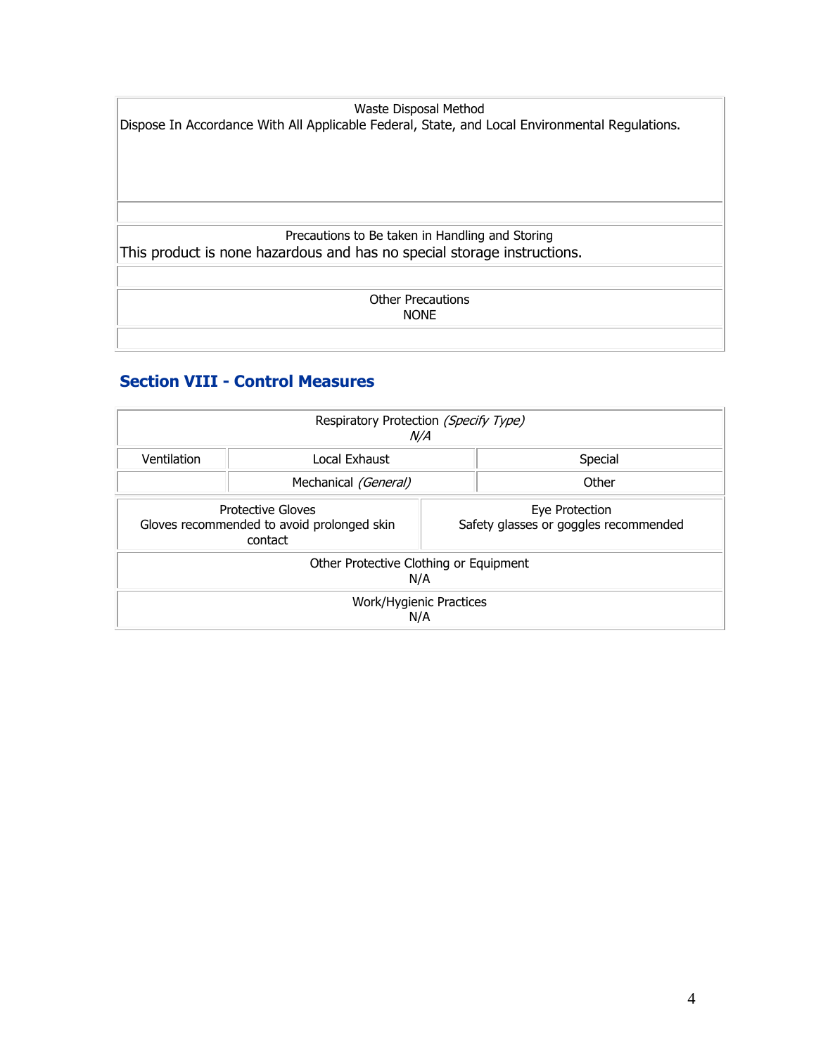| |
|---|
| Waste Disposal Method<br>Dispose In Accordance With All Applicable Federal, State, and Local Environmental Regulations. |
| |
| Precautions to Be taken in Handling and Storing<br>This product is none hazardous and has no special storage instructions. |
| |
| Other Precautions<br>NONE |
| |

## Section VIII - Control Measures

| | | |
|---|---|---|
| Respiratory Protection *(Specify Type)*<br>*N/A* | | |
| Ventilation | Local Exhaust | Special |
| | Mechanical *(General)* | Other |

| | |
|---|---|
| Protective Gloves<br>Gloves recommended to avoid prolonged skin contact | Eye Protection<br>Safety glasses or goggles recommended |
| Other Protective Clothing or Equipment<br>N/A | |
| Work/Hygienic Practices<br>N/A | |